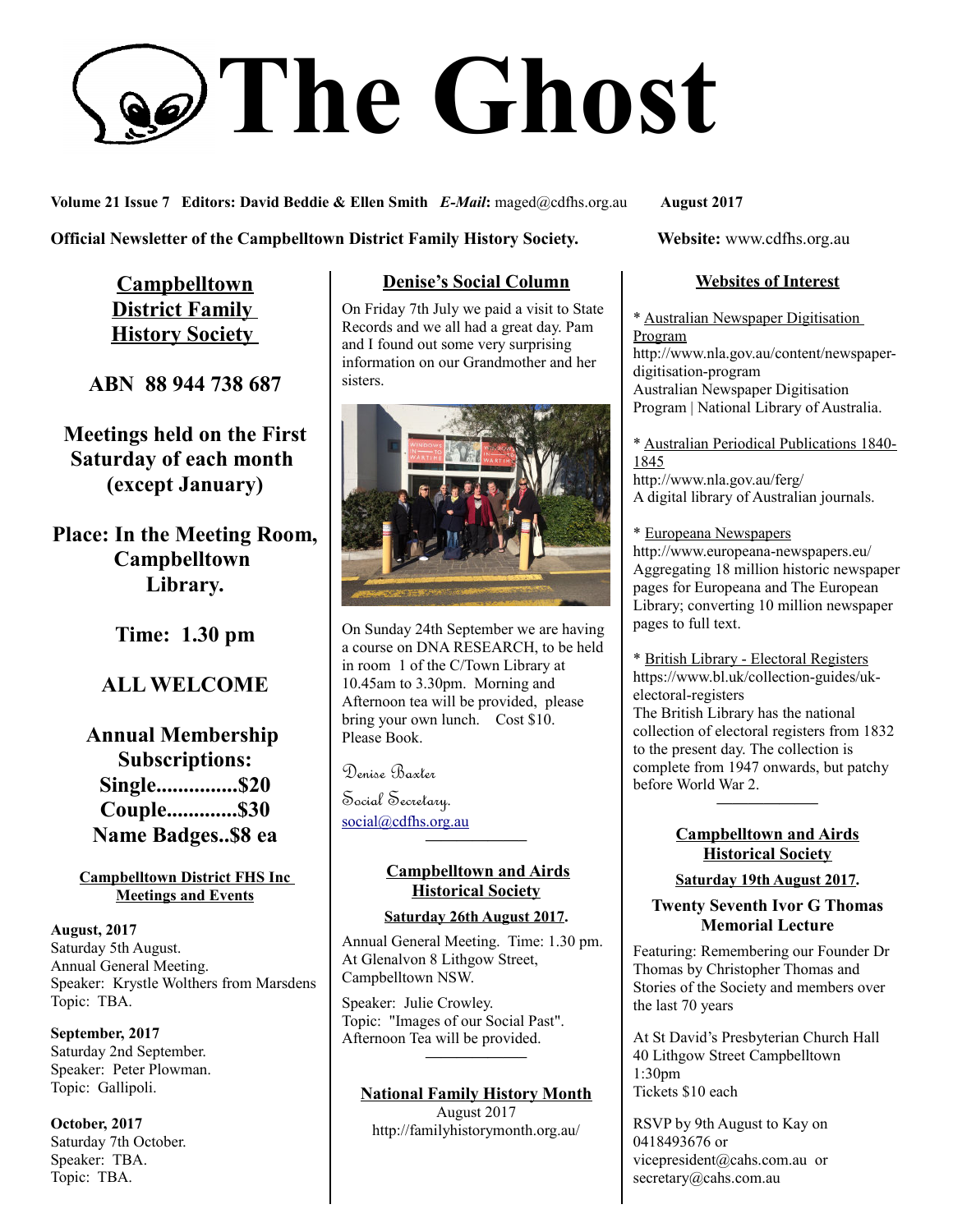# The Ghost

**Volume 21 Issue 7 Editors: David Beddie & Ellen Smith** ***E-Mail*:** maged@cdfhs.org.au **August 2017**

**Official Newsletter of the Campbelltown District Family History Society.** **Website:** www.cdfhs.org.au

## Campbelltown District Family History Society

**ABN 88 944 738 687**

**Meetings held on the First Saturday of each month (except January)**

**Place: In the Meeting Room, Campbelltown Library.**

**Time: 1.30 pm**

**ALL WELCOME**

**Annual Membership Subscriptions:**
**Single...............$20**
**Couple.............$30**
**Name Badges..$8 ea**

### Campbelltown District FHS Inc Meetings and Events

**August, 2017**
Saturday 5th August.
Annual General Meeting.
Speaker: Krystle Wolthers from Marsdens
Topic: TBA.

**September, 2017**
Saturday 2nd September.
Speaker: Peter Plowman.
Topic: Gallipoli.

**October, 2017**
Saturday 7th October.
Speaker: TBA.
Topic: TBA.

## Denise's Social Column

On Friday 7th July we paid a visit to State Records and we all had a great day. Pam and I found out some very surprising information on our Grandmother and her sisters.

On Sunday 24th September we are having a course on DNA RESEARCH, to be held in room 1 of the C/Town Library at 10.45am to 3.30pm. Morning and Afternoon tea will be provided, please bring your own lunch. Cost $10. Please Book.

Denise Baxter
Social Secretary.
social@cdfhs.org.au

---

## Campbelltown and Airds Historical Society

**Saturday 26th August 2017.**

Annual General Meeting. Time: 1.30 pm. At Glenalvon 8 Lithgow Street, Campbelltown NSW.

Speaker: Julie Crowley.
Topic: "Images of our Social Past".
Afternoon Tea will be provided.

---

## National Family History Month

August 2017
http://familyhistorymonth.org.au/

## Websites of Interest

\* Australian Newspaper Digitisation Program
http://www.nla.gov.au/content/newspaper-digitisation-program
Australian Newspaper Digitisation Program | National Library of Australia.

\* Australian Periodical Publications 1840-1845
http://www.nla.gov.au/ferg/
A digital library of Australian journals.

\* Europeana Newspapers
http://www.europeana-newspapers.eu/
Aggregating 18 million historic newspaper pages for Europeana and The European Library; converting 10 million newspaper pages to full text.

\* British Library - Electoral Registers
https://www.bl.uk/collection-guides/uk-electoral-registers
The British Library has the national collection of electoral registers from 1832 to the present day. The collection is complete from 1947 onwards, but patchy before World War 2.

---

## Campbelltown and Airds Historical Society

**Saturday 19th August 2017.**

**Twenty Seventh Ivor G Thomas Memorial Lecture**

Featuring: Remembering our Founder Dr Thomas by Christopher Thomas and Stories of the Society and members over the last 70 years

At St David's Presbyterian Church Hall
40 Lithgow Street Campbelltown
1:30pm
Tickets $10 each

RSVP by 9th August to Kay on 0418493676 or vicepresident@cahs.com.au or secretary@cahs.com.au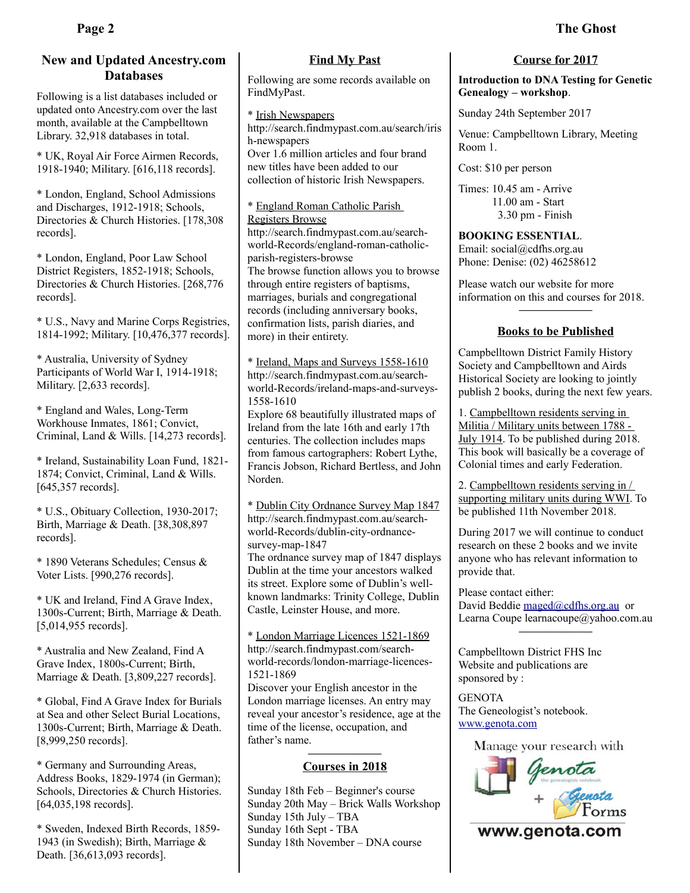## New and Updated Ancestry.com Databases

Following is a list databases included or updated onto Ancestry.com over the last month, available at the Campbelltown Library. 32,918 databases in total.

* UK, Royal Air Force Airmen Records, 1918-1940; Military. [616,118 records].

* London, England, School Admissions and Discharges, 1912-1918; Schools, Directories & Church Histories. [178,308 records].

* London, England, Poor Law School District Registers, 1852-1918; Schools, Directories & Church Histories. [268,776 records].

* U.S., Navy and Marine Corps Registries, 1814-1992; Military. [10,476,377 records].

* Australia, University of Sydney Participants of World War I, 1914-1918; Military. [2,633 records].

* England and Wales, Long-Term Workhouse Inmates, 1861; Convict, Criminal, Land & Wills. [14,273 records].

* Ireland, Sustainability Loan Fund, 1821-1874; Convict, Criminal, Land & Wills. [645,357 records].

* U.S., Obituary Collection, 1930-2017; Birth, Marriage & Death. [38,308,897 records].

* 1890 Veterans Schedules; Census & Voter Lists. [990,276 records].

* UK and Ireland, Find A Grave Index, 1300s-Current; Birth, Marriage & Death. [5,014,955 records].

* Australia and New Zealand, Find A Grave Index, 1800s-Current; Birth, Marriage & Death. [3,809,227 records].

* Global, Find A Grave Index for Burials at Sea and other Select Burial Locations, 1300s-Current; Birth, Marriage & Death. [8,999,250 records].

* Germany and Surrounding Areas, Address Books, 1829-1974 (in German); Schools, Directories & Church Histories. [64,035,198 records].

* Sweden, Indexed Birth Records, 1859-1943 (in Swedish); Birth, Marriage & Death. [36,613,093 records].

## Find My Past

Following are some records available on FindMyPast.

* Irish Newspapers
http://search.findmypast.com.au/search/irish-newspapers
Over 1.6 million articles and four brand new titles have been added to our collection of historic Irish Newspapers.

* England Roman Catholic Parish Registers Browse
http://search.findmypast.com.au/search-world-Records/england-roman-catholic-parish-registers-browse
The browse function allows you to browse through entire registers of baptisms, marriages, burials and congregational records (including anniversary books, confirmation lists, parish diaries, and more) in their entirety.

* Ireland, Maps and Surveys 1558-1610
http://search.findmypast.com.au/search-world-Records/ireland-maps-and-surveys-1558-1610
Explore 68 beautifully illustrated maps of Ireland from the late 16th and early 17th centuries. The collection includes maps from famous cartographers: Robert Lythe, Francis Jobson, Richard Bertless, and John Norden.

* Dublin City Ordnance Survey Map 1847
http://search.findmypast.com.au/search-world-Records/dublin-city-ordnance-survey-map-1847
The ordnance survey map of 1847 displays Dublin at the time your ancestors walked its street. Explore some of Dublin's well-known landmarks: Trinity College, Dublin Castle, Leinster House, and more.

* London Marriage Licences 1521-1869
http://search.findmypast.com/search-world-records/london-marriage-licences-1521-1869
Discover your English ancestor in the London marriage licenses. An entry may reveal your ancestor's residence, age at the time of the license, occupation, and father's name.

## Courses in 2018

Sunday 18th Feb – Beginner's course
Sunday 20th May – Brick Walls Workshop
Sunday 15th July – TBA
Sunday 16th Sept - TBA
Sunday 18th November – DNA course

## Course for 2017

**Introduction to DNA Testing for Genetic Genealogy – workshop**.

Sunday 24th September 2017

Venue: Campbelltown Library, Meeting Room 1.

Cost: $10 per person

Times: 10.45 am - Arrive
11.00 am - Start
3.30 pm - Finish

**BOOKING ESSENTIAL**.
Email: social@cdfhs.org.au
Phone: Denise: (02) 46258612

Please watch our website for more information on this and courses for 2018.

## Books to be Published

Campbelltown District Family History Society and Campbelltown and Airds Historical Society are looking to jointly publish 2 books, during the next few years.

1. Campbelltown residents serving in Militia / Military units between 1788 - July 1914. To be published during 2018. This book will basically be a coverage of Colonial times and early Federation.

2. Campbelltown residents serving in / supporting military units during WWI. To be published 11th November 2018.

During 2017 we will continue to conduct research on these 2 books and we invite anyone who has relevant information to provide that.

Please contact either:
David Beddie maged@cdfhs.org.au or
Learna Coupe learnacoupe@yahoo.com.au

Campbelltown District FHS Inc Website and publications are sponsored by :

GENOTA
The Geneologist's notebook.
www.genota.com

Manage your research with Genota + Genota Forms
www.genota.com